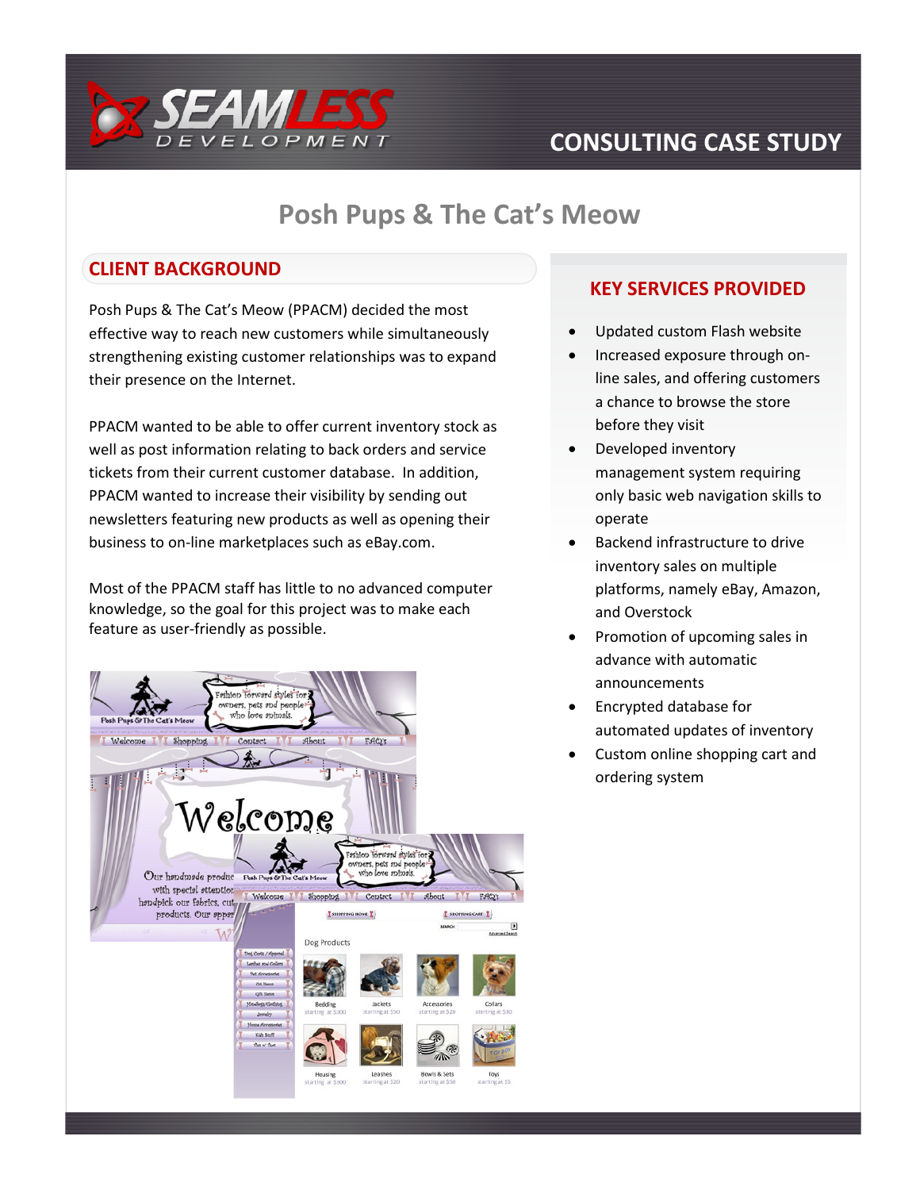CONSULTING CASE STUDY

# Posh Pups & The Cat's Meow

## CLIENT BACKGROUND

Posh Pups & The Cat's Meow (PPACM) decided the most effective way to reach new customers while simultaneously strengthening existing customer relationships was to expand their presence on the Internet.

PPACM wanted to be able to offer current inventory stock as well as post information relating to back orders and service tickets from their current customer database. In addition, PPACM wanted to increase their visibility by sending out newsletters featuring new products as well as opening their business to on-line marketplaces such as eBay.com.

Most of the PPACM staff has little to no advanced computer knowledge, so the goal for this project was to make each feature as user-friendly as possible.

## KEY SERVICES PROVIDED

- Updated custom Flash website
- Increased exposure through on-line sales, and offering customers a chance to browse the store before they visit
- Developed inventory management system requiring only basic web navigation skills to operate
- Backend infrastructure to drive inventory sales on multiple platforms, namely eBay, Amazon, and Overstock
- Promotion of upcoming sales in advance with automatic announcements
- Encrypted database for automated updates of inventory
- Custom online shopping cart and ordering system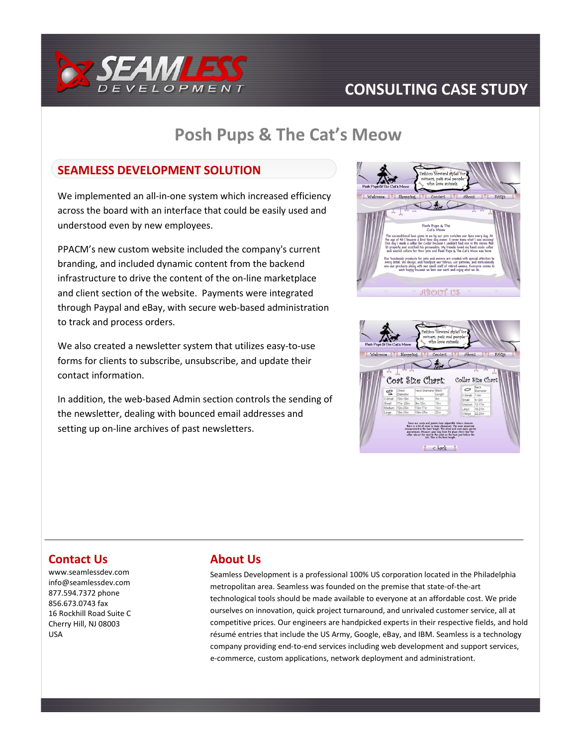# Posh Pups & The Cat's Meow

## SEAMLESS DEVELOPMENT SOLUTION

We implemented an all-in-one system which increased efficiency across the board with an interface that could be easily used and understood even by new employees.

PPACM's new custom website included the company's current branding, and included dynamic content from the backend infrastructure to drive the content of the on-line marketplace and client section of the website. Payments were integrated through Paypal and eBay, with secure web-based administration to track and process orders.

We also created a newsletter system that utilizes easy-to-use forms for clients to subscribe, unsubscribe, and update their contact information.

In addition, the web-based Admin section controls the sending of the newsletter, dealing with bounced email addresses and setting up on-line archives of past newsletters.

## Contact Us

www.seamlessdev.com
info@seamlessdev.com
877.594.7372 phone
856.673.0743 fax
16 Rockhill Road Suite C
Cherry Hill, NJ 08003
USA

## About Us

Seamless Development is a professional 100% US corporation located in the Philadelphia metropolitan area. Seamless was founded on the premise that state-of-the-art technological tools should be made available to everyone at an affordable cost. We pride ourselves on innovation, quick project turnaround, and unrivaled customer service, all at competitive prices. Our engineers are handpicked experts in their respective fields, and hold résumé entries that include the US Army, Google, eBay, and IBM. Seamless is a technology company providing end-to-end services including web development and support services, e-commerce, custom applications, network deployment and administration.